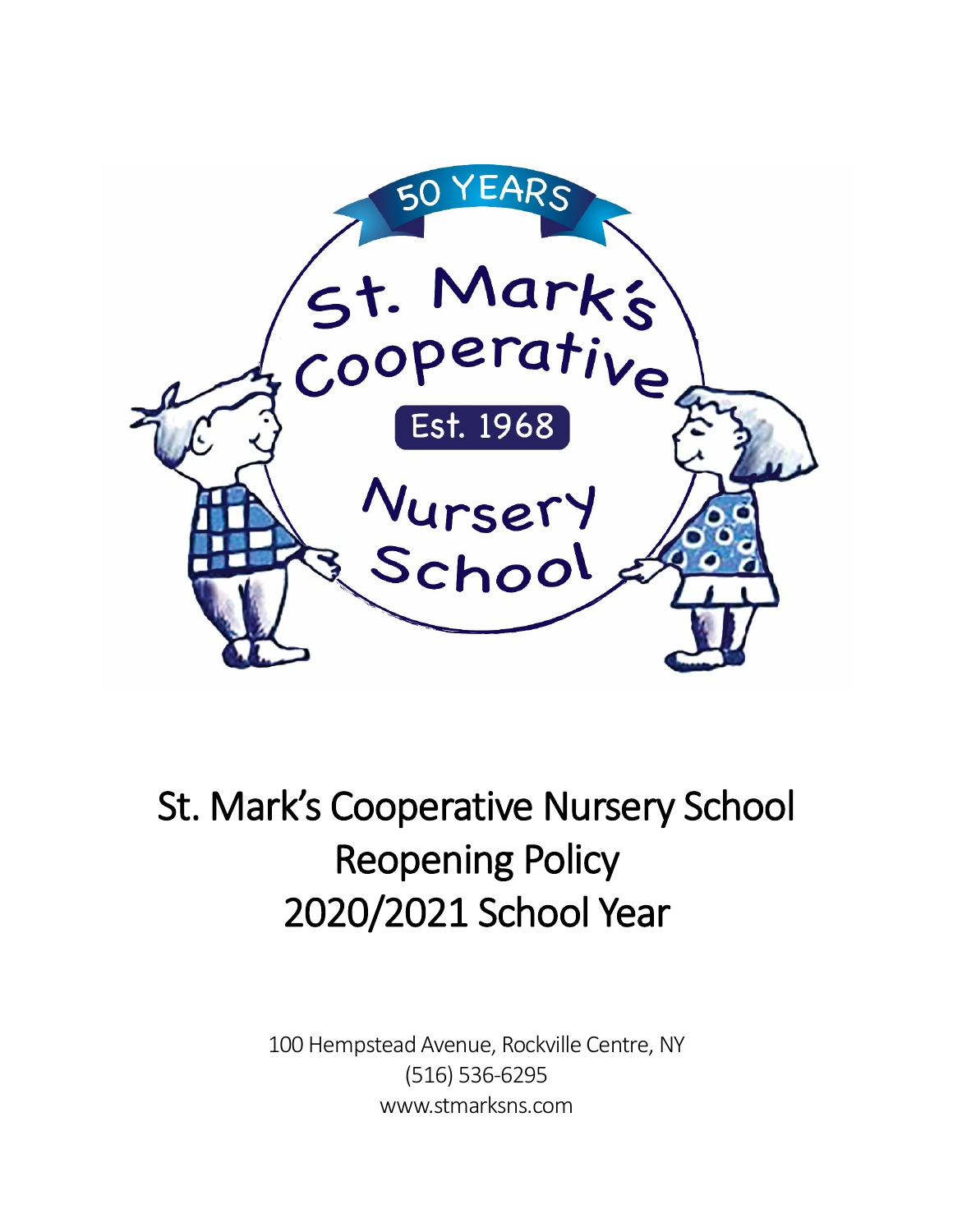# St. Mark's Cooperative Nursery School Reopening Policy 2020/2021 School Year

100 Hempstead Avenue, Rockville Centre, NY
(516) 536-6295
www.stmarksns.com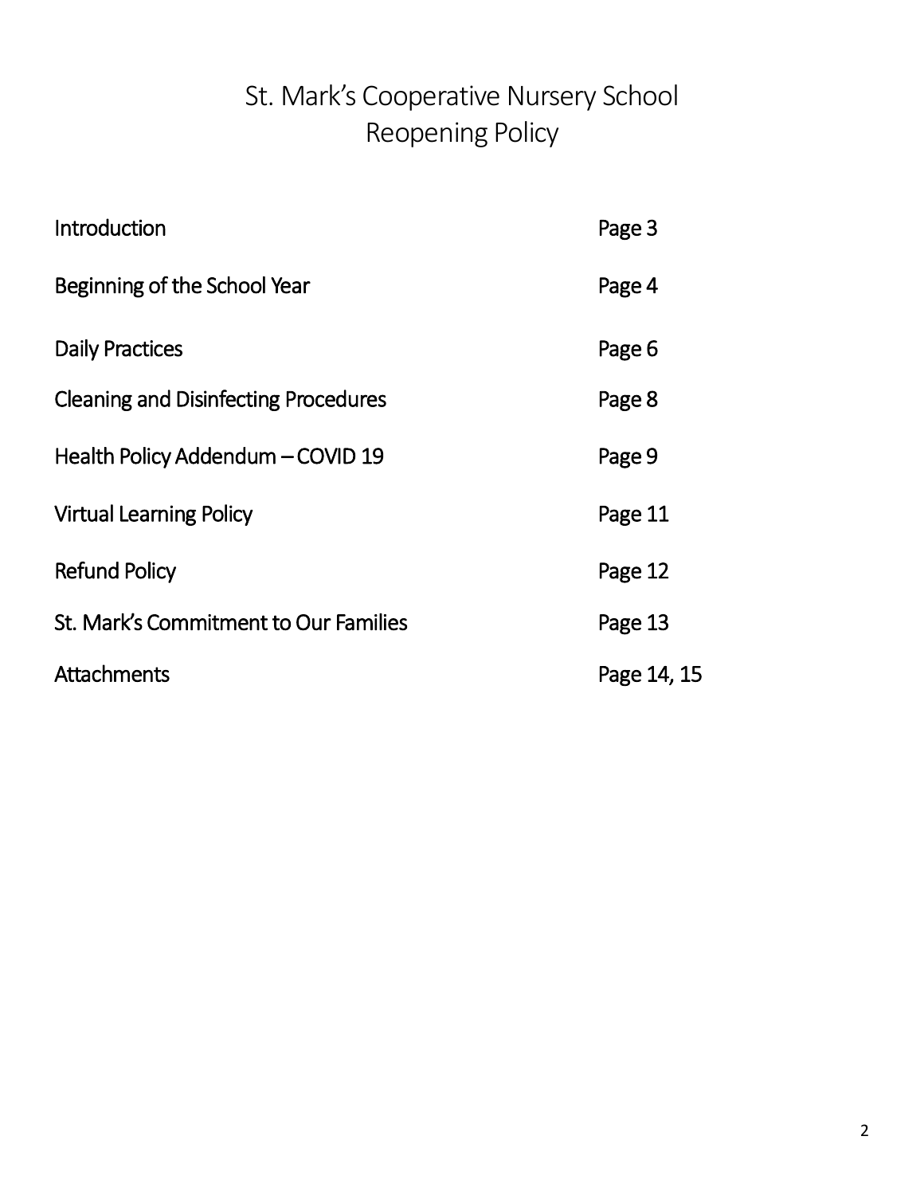# St. Mark's Cooperative Nursery School
# Reopening Policy

| | |
|---|---|
| Introduction | Page 3 |
| Beginning of the School Year | Page 4 |
| Daily Practices | Page 6 |
| Cleaning and Disinfecting Procedures | Page 8 |
| Health Policy Addendum – COVID 19 | Page 9 |
| Virtual Learning Policy | Page 11 |
| Refund Policy | Page 12 |
| St. Mark's Commitment to Our Families | Page 13 |
| Attachments | Page 14, 15 |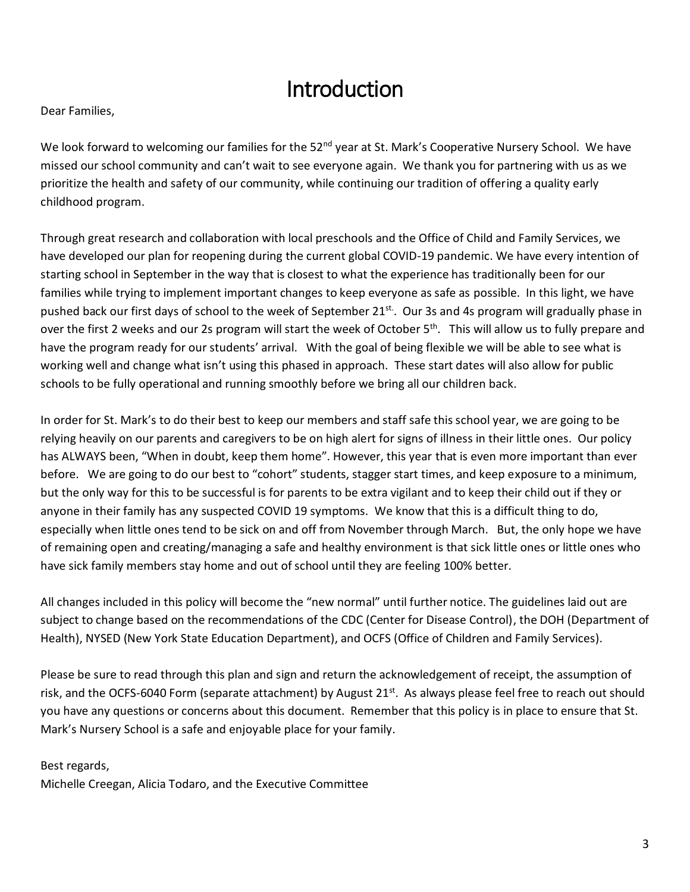# Introduction

Dear Families,

We look forward to welcoming our families for the 52nd year at St. Mark's Cooperative Nursery School. We have missed our school community and can't wait to see everyone again. We thank you for partnering with us as we prioritize the health and safety of our community, while continuing our tradition of offering a quality early childhood program.

Through great research and collaboration with local preschools and the Office of Child and Family Services, we have developed our plan for reopening during the current global COVID-19 pandemic. We have every intention of starting school in September in the way that is closest to what the experience has traditionally been for our families while trying to implement important changes to keep everyone as safe as possible. In this light, we have pushed back our first days of school to the week of September 21st.. Our 3s and 4s program will gradually phase in over the first 2 weeks and our 2s program will start the week of October 5th. This will allow us to fully prepare and have the program ready for our students' arrival. With the goal of being flexible we will be able to see what is working well and change what isn't using this phased in approach. These start dates will also allow for public schools to be fully operational and running smoothly before we bring all our children back.

In order for St. Mark's to do their best to keep our members and staff safe this school year, we are going to be relying heavily on our parents and caregivers to be on high alert for signs of illness in their little ones. Our policy has ALWAYS been, "When in doubt, keep them home". However, this year that is even more important than ever before. We are going to do our best to "cohort" students, stagger start times, and keep exposure to a minimum, but the only way for this to be successful is for parents to be extra vigilant and to keep their child out if they or anyone in their family has any suspected COVID 19 symptoms. We know that this is a difficult thing to do, especially when little ones tend to be sick on and off from November through March. But, the only hope we have of remaining open and creating/managing a safe and healthy environment is that sick little ones or little ones who have sick family members stay home and out of school until they are feeling 100% better.

All changes included in this policy will become the "new normal" until further notice. The guidelines laid out are subject to change based on the recommendations of the CDC (Center for Disease Control), the DOH (Department of Health), NYSED (New York State Education Department), and OCFS (Office of Children and Family Services).

Please be sure to read through this plan and sign and return the acknowledgement of receipt, the assumption of risk, and the OCFS-6040 Form (separate attachment) by August 21st. As always please feel free to reach out should you have any questions or concerns about this document. Remember that this policy is in place to ensure that St. Mark's Nursery School is a safe and enjoyable place for your family.

Best regards,
Michelle Creegan, Alicia Todaro, and the Executive Committee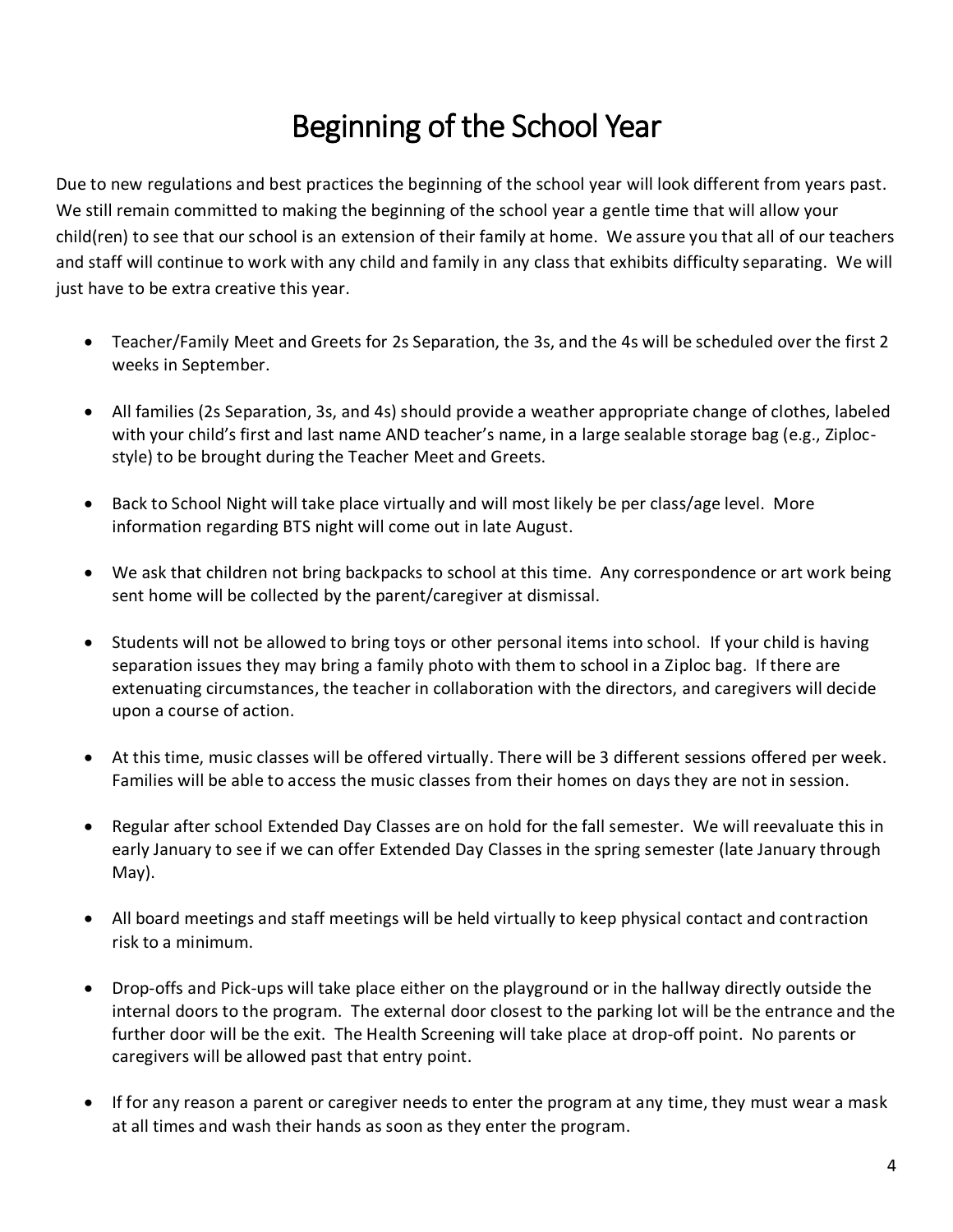# Beginning of the School Year

Due to new regulations and best practices the beginning of the school year will look different from years past. We still remain committed to making the beginning of the school year a gentle time that will allow your child(ren) to see that our school is an extension of their family at home. We assure you that all of our teachers and staff will continue to work with any child and family in any class that exhibits difficulty separating. We will just have to be extra creative this year.

- Teacher/Family Meet and Greets for 2s Separation, the 3s, and the 4s will be scheduled over the first 2 weeks in September.
- All families (2s Separation, 3s, and 4s) should provide a weather appropriate change of clothes, labeled with your child's first and last name AND teacher's name, in a large sealable storage bag (e.g., Ziploc-style) to be brought during the Teacher Meet and Greets.
- Back to School Night will take place virtually and will most likely be per class/age level. More information regarding BTS night will come out in late August.
- We ask that children not bring backpacks to school at this time. Any correspondence or art work being sent home will be collected by the parent/caregiver at dismissal.
- Students will not be allowed to bring toys or other personal items into school. If your child is having separation issues they may bring a family photo with them to school in a Ziploc bag. If there are extenuating circumstances, the teacher in collaboration with the directors, and caregivers will decide upon a course of action.
- At this time, music classes will be offered virtually. There will be 3 different sessions offered per week. Families will be able to access the music classes from their homes on days they are not in session.
- Regular after school Extended Day Classes are on hold for the fall semester. We will reevaluate this in early January to see if we can offer Extended Day Classes in the spring semester (late January through May).
- All board meetings and staff meetings will be held virtually to keep physical contact and contraction risk to a minimum.
- Drop-offs and Pick-ups will take place either on the playground or in the hallway directly outside the internal doors to the program. The external door closest to the parking lot will be the entrance and the further door will be the exit. The Health Screening will take place at drop-off point. No parents or caregivers will be allowed past that entry point.
- If for any reason a parent or caregiver needs to enter the program at any time, they must wear a mask at all times and wash their hands as soon as they enter the program.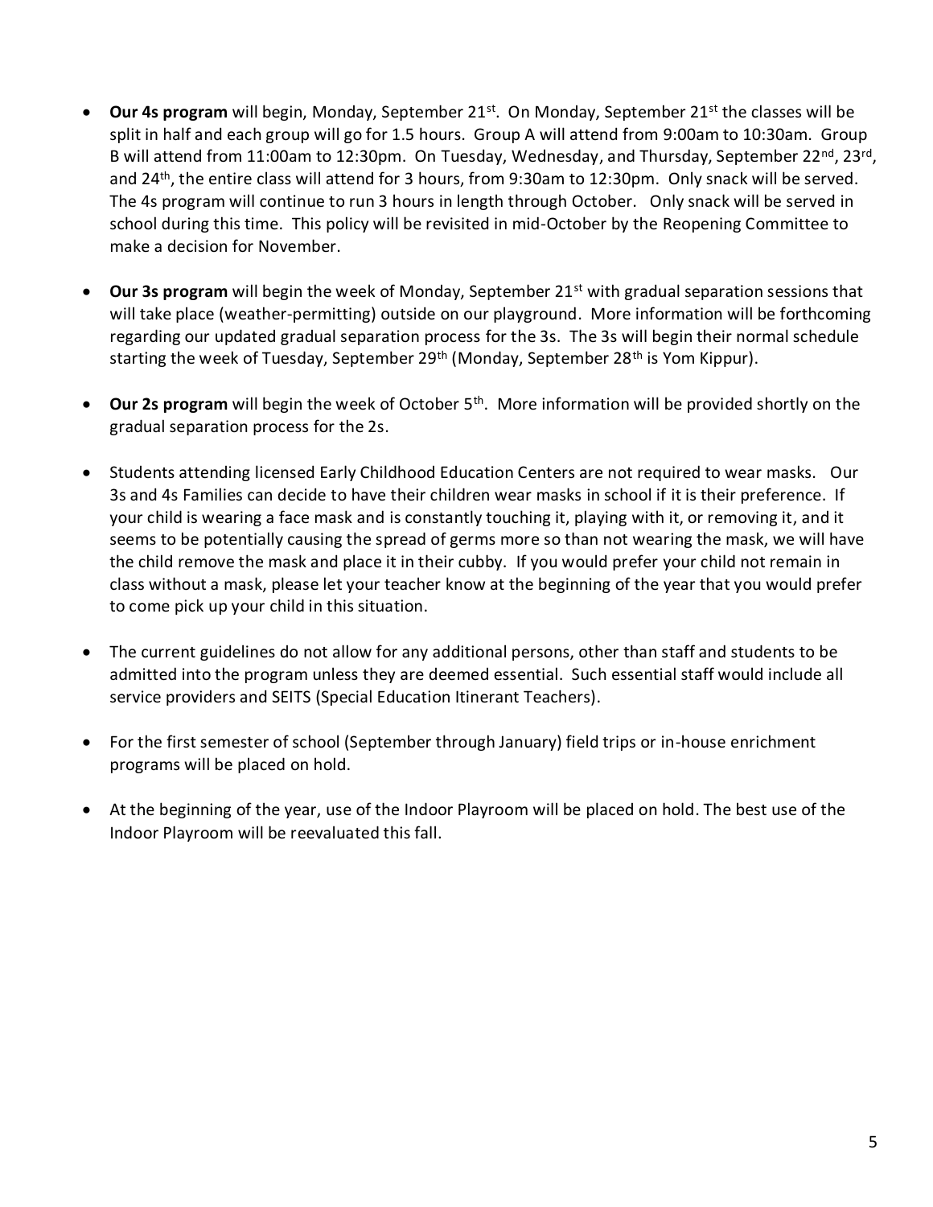- **Our 4s program** will begin, Monday, September 21st. On Monday, September 21st the classes will be split in half and each group will go for 1.5 hours. Group A will attend from 9:00am to 10:30am. Group B will attend from 11:00am to 12:30pm. On Tuesday, Wednesday, and Thursday, September 22nd, 23rd, and 24th, the entire class will attend for 3 hours, from 9:30am to 12:30pm. Only snack will be served. The 4s program will continue to run 3 hours in length through October. Only snack will be served in school during this time. This policy will be revisited in mid-October by the Reopening Committee to make a decision for November.

- **Our 3s program** will begin the week of Monday, September 21st with gradual separation sessions that will take place (weather-permitting) outside on our playground. More information will be forthcoming regarding our updated gradual separation process for the 3s. The 3s will begin their normal schedule starting the week of Tuesday, September 29th (Monday, September 28th is Yom Kippur).

- **Our 2s program** will begin the week of October 5th. More information will be provided shortly on the gradual separation process for the 2s.

- Students attending licensed Early Childhood Education Centers are not required to wear masks. Our 3s and 4s Families can decide to have their children wear masks in school if it is their preference. If your child is wearing a face mask and is constantly touching it, playing with it, or removing it, and it seems to be potentially causing the spread of germs more so than not wearing the mask, we will have the child remove the mask and place it in their cubby. If you would prefer your child not remain in class without a mask, please let your teacher know at the beginning of the year that you would prefer to come pick up your child in this situation.

- The current guidelines do not allow for any additional persons, other than staff and students to be admitted into the program unless they are deemed essential. Such essential staff would include all service providers and SEITS (Special Education Itinerant Teachers).

- For the first semester of school (September through January) field trips or in-house enrichment programs will be placed on hold.

- At the beginning of the year, use of the Indoor Playroom will be placed on hold. The best use of the Indoor Playroom will be reevaluated this fall.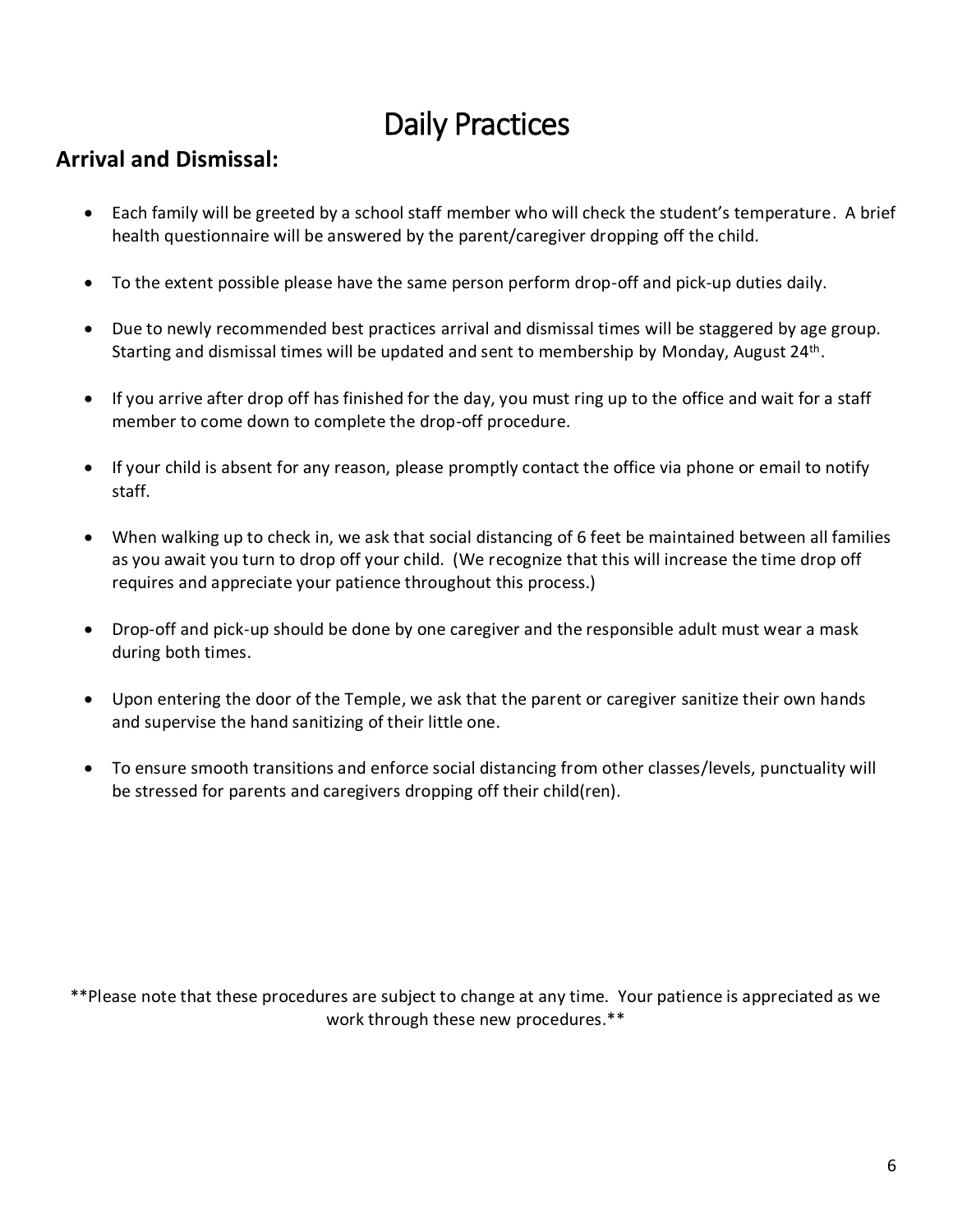# Daily Practices

## Arrival and Dismissal:

- Each family will be greeted by a school staff member who will check the student's temperature. A brief health questionnaire will be answered by the parent/caregiver dropping off the child.
- To the extent possible please have the same person perform drop-off and pick-up duties daily.
- Due to newly recommended best practices arrival and dismissal times will be staggered by age group. Starting and dismissal times will be updated and sent to membership by Monday, August 24th.
- If you arrive after drop off has finished for the day, you must ring up to the office and wait for a staff member to come down to complete the drop-off procedure.
- If your child is absent for any reason, please promptly contact the office via phone or email to notify staff.
- When walking up to check in, we ask that social distancing of 6 feet be maintained between all families as you await you turn to drop off your child. (We recognize that this will increase the time drop off requires and appreciate your patience throughout this process.)
- Drop-off and pick-up should be done by one caregiver and the responsible adult must wear a mask during both times.
- Upon entering the door of the Temple, we ask that the parent or caregiver sanitize their own hands and supervise the hand sanitizing of their little one.
- To ensure smooth transitions and enforce social distancing from other classes/levels, punctuality will be stressed for parents and caregivers dropping off their child(ren).

**Please note that these procedures are subject to change at any time. Your patience is appreciated as we work through these new procedures.**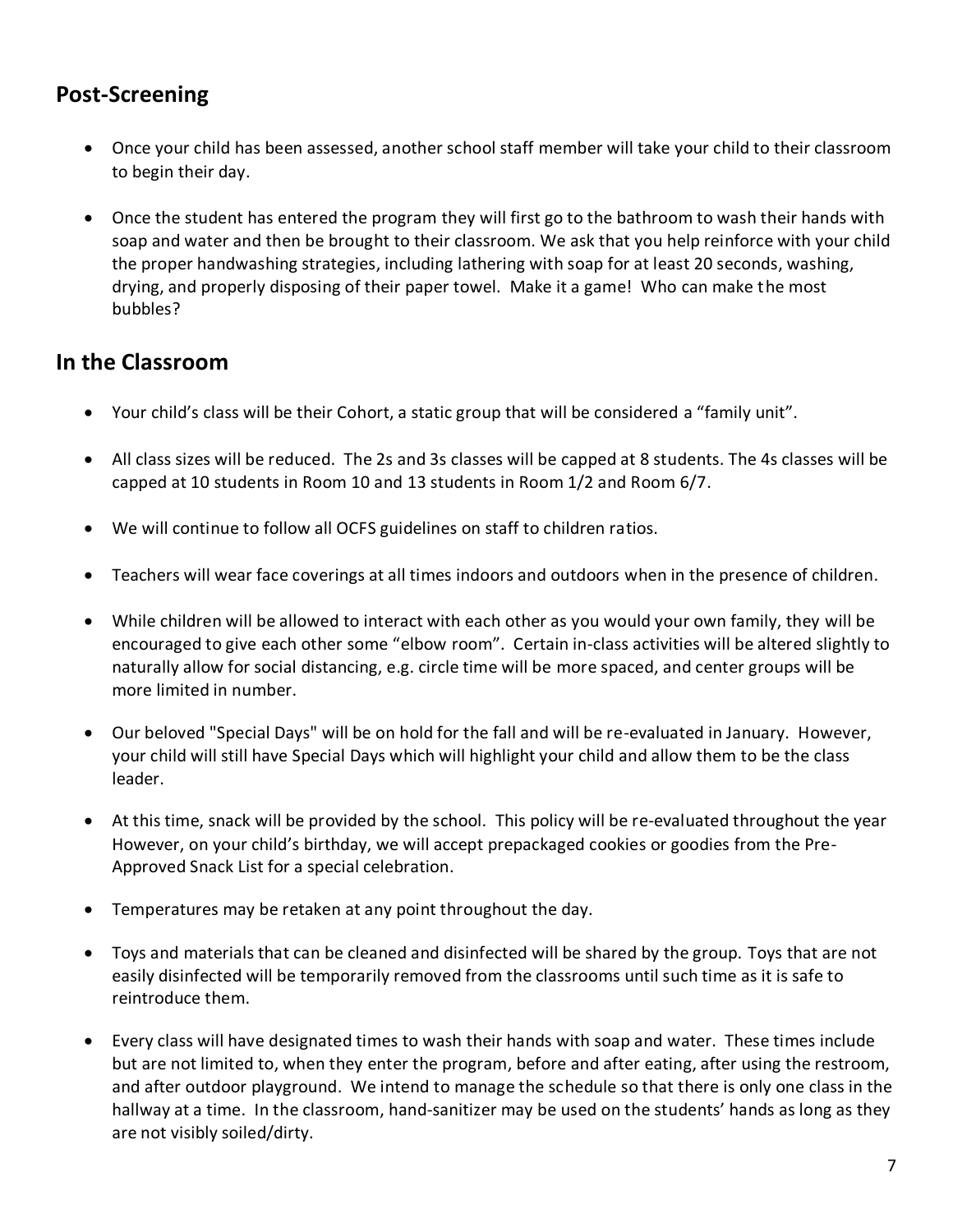## Post-Screening

- Once your child has been assessed, another school staff member will take your child to their classroom to begin their day.
- Once the student has entered the program they will first go to the bathroom to wash their hands with soap and water and then be brought to their classroom. We ask that you help reinforce with your child the proper handwashing strategies, including lathering with soap for at least 20 seconds, washing, drying, and properly disposing of their paper towel. Make it a game! Who can make the most bubbles?

## In the Classroom

- Your child's class will be their Cohort, a static group that will be considered a "family unit".
- All class sizes will be reduced. The 2s and 3s classes will be capped at 8 students. The 4s classes will be capped at 10 students in Room 10 and 13 students in Room 1/2 and Room 6/7.
- We will continue to follow all OCFS guidelines on staff to children ratios.
- Teachers will wear face coverings at all times indoors and outdoors when in the presence of children.
- While children will be allowed to interact with each other as you would your own family, they will be encouraged to give each other some "elbow room". Certain in-class activities will be altered slightly to naturally allow for social distancing, e.g. circle time will be more spaced, and center groups will be more limited in number.
- Our beloved "Special Days" will be on hold for the fall and will be re-evaluated in January. However, your child will still have Special Days which will highlight your child and allow them to be the class leader.
- At this time, snack will be provided by the school. This policy will be re-evaluated throughout the year However, on your child's birthday, we will accept prepackaged cookies or goodies from the Pre-Approved Snack List for a special celebration.
- Temperatures may be retaken at any point throughout the day.
- Toys and materials that can be cleaned and disinfected will be shared by the group. Toys that are not easily disinfected will be temporarily removed from the classrooms until such time as it is safe to reintroduce them.
- Every class will have designated times to wash their hands with soap and water. These times include but are not limited to, when they enter the program, before and after eating, after using the restroom, and after outdoor playground. We intend to manage the schedule so that there is only one class in the hallway at a time. In the classroom, hand-sanitizer may be used on the students' hands as long as they are not visibly soiled/dirty.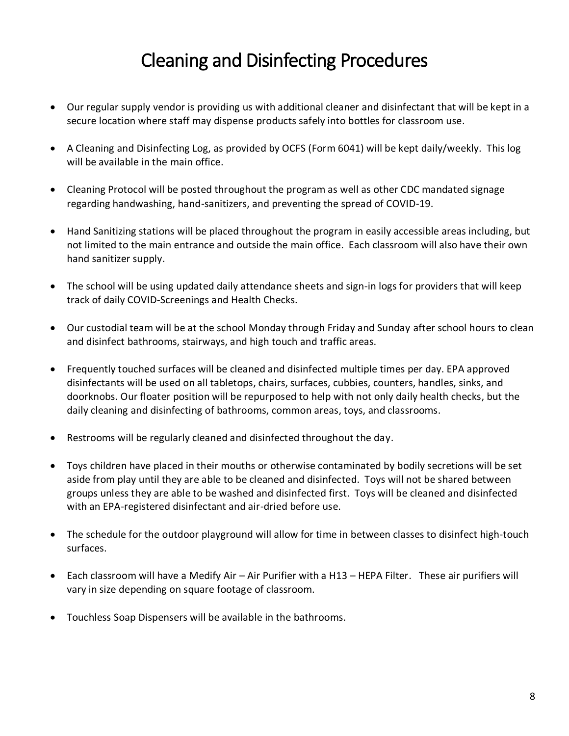# Cleaning and Disinfecting Procedures

- Our regular supply vendor is providing us with additional cleaner and disinfectant that will be kept in a secure location where staff may dispense products safely into bottles for classroom use.
- A Cleaning and Disinfecting Log, as provided by OCFS (Form 6041) will be kept daily/weekly. This log will be available in the main office.
- Cleaning Protocol will be posted throughout the program as well as other CDC mandated signage regarding handwashing, hand-sanitizers, and preventing the spread of COVID-19.
- Hand Sanitizing stations will be placed throughout the program in easily accessible areas including, but not limited to the main entrance and outside the main office. Each classroom will also have their own hand sanitizer supply.
- The school will be using updated daily attendance sheets and sign-in logs for providers that will keep track of daily COVID-Screenings and Health Checks.
- Our custodial team will be at the school Monday through Friday and Sunday after school hours to clean and disinfect bathrooms, stairways, and high touch and traffic areas.
- Frequently touched surfaces will be cleaned and disinfected multiple times per day. EPA approved disinfectants will be used on all tabletops, chairs, surfaces, cubbies, counters, handles, sinks, and doorknobs. Our floater position will be repurposed to help with not only daily health checks, but the daily cleaning and disinfecting of bathrooms, common areas, toys, and classrooms.
- Restrooms will be regularly cleaned and disinfected throughout the day.
- Toys children have placed in their mouths or otherwise contaminated by bodily secretions will be set aside from play until they are able to be cleaned and disinfected. Toys will not be shared between groups unless they are able to be washed and disinfected first. Toys will be cleaned and disinfected with an EPA-registered disinfectant and air-dried before use.
- The schedule for the outdoor playground will allow for time in between classes to disinfect high-touch surfaces.
- Each classroom will have a Medify Air – Air Purifier with a H13 – HEPA Filter. These air purifiers will vary in size depending on square footage of classroom.
- Touchless Soap Dispensers will be available in the bathrooms.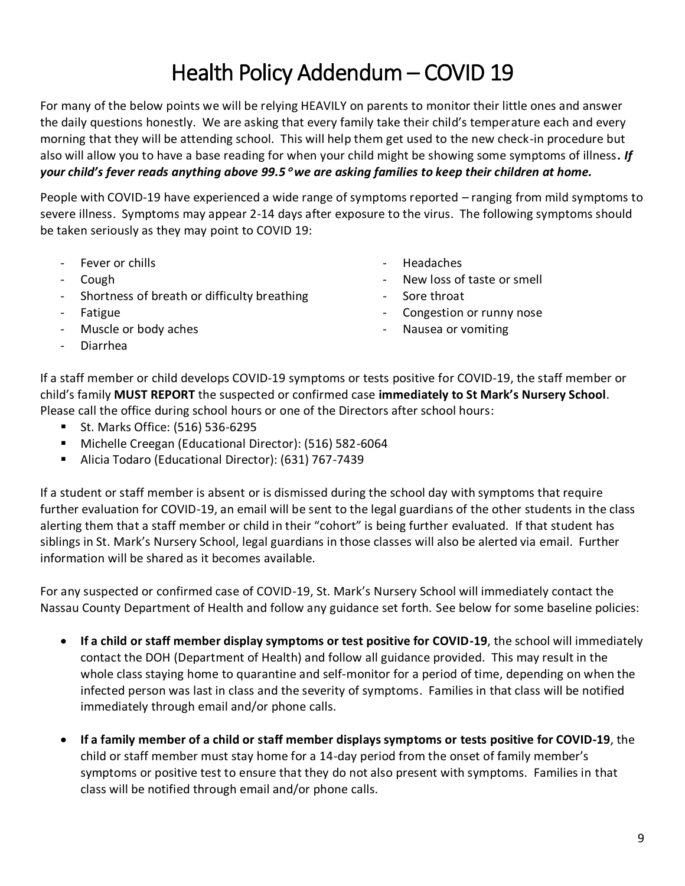# Health Policy Addendum – COVID 19

For many of the below points we will be relying HEAVILY on parents to monitor their little ones and answer the daily questions honestly. We are asking that every family take their child's temperature each and every morning that they will be attending school. This will help them get used to the new check-in procedure but also will allow you to have a base reading for when your child might be showing some symptoms of illness***. If your child's fever reads anything above 99.5° we are asking families to keep their children at home.***

People with COVID-19 have experienced a wide range of symptoms reported – ranging from mild symptoms to severe illness. Symptoms may appear 2-14 days after exposure to the virus. The following symptoms should be taken seriously as they may point to COVID 19:

- Fever or chills
- Cough
- Shortness of breath or difficulty breathing
- Fatigue
- Muscle or body aches
- Diarrhea
- Headaches
- New loss of taste or smell
- Sore throat
- Congestion or runny nose
- Nausea or vomiting

If a staff member or child develops COVID-19 symptoms or tests positive for COVID-19, the staff member or child's family **MUST REPORT** the suspected or confirmed case **immediately to St Mark's Nursery School**. Please call the office during school hours or one of the Directors after school hours:

- St. Marks Office: (516) 536-6295
- Michelle Creegan (Educational Director): (516) 582-6064
- Alicia Todaro (Educational Director): (631) 767-7439

If a student or staff member is absent or is dismissed during the school day with symptoms that require further evaluation for COVID-19, an email will be sent to the legal guardians of the other students in the class alerting them that a staff member or child in their "cohort" is being further evaluated. If that student has siblings in St. Mark's Nursery School, legal guardians in those classes will also be alerted via email. Further information will be shared as it becomes available.

For any suspected or confirmed case of COVID-19, St. Mark's Nursery School will immediately contact the Nassau County Department of Health and follow any guidance set forth. See below for some baseline policies:

- **If a child or staff member display symptoms or test positive for COVID-19**, the school will immediately contact the DOH (Department of Health) and follow all guidance provided. This may result in the whole class staying home to quarantine and self-monitor for a period of time, depending on when the infected person was last in class and the severity of symptoms. Families in that class will be notified immediately through email and/or phone calls.

- **If a family member of a child or staff member displays symptoms or tests positive for COVID-19**, the child or staff member must stay home for a 14-day period from the onset of family member's symptoms or positive test to ensure that they do not also present with symptoms. Families in that class will be notified through email and/or phone calls.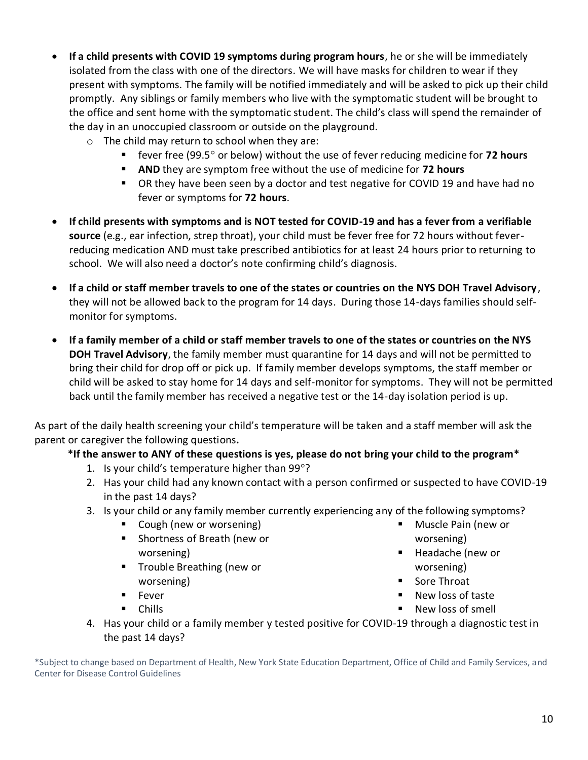- **If a child presents with COVID 19 symptoms during program hours**, he or she will be immediately isolated from the class with one of the directors. We will have masks for children to wear if they present with symptoms. The family will be notified immediately and will be asked to pick up their child promptly. Any siblings or family members who live with the symptomatic student will be brought to the office and sent home with the symptomatic student. The child's class will spend the remainder of the day in an unoccupied classroom or outside on the playground.
  - The child may return to school when they are:
    - fever free (99.5° or below) without the use of fever reducing medicine for **72 hours**
    - **AND** they are symptom free without the use of medicine for **72 hours**
    - OR they have been seen by a doctor and test negative for COVID 19 and have had no fever or symptoms for **72 hours**.
- **If child presents with symptoms and is NOT tested for COVID-19 and has a fever from a verifiable source** (e.g., ear infection, strep throat), your child must be fever free for 72 hours without fever-reducing medication AND must take prescribed antibiotics for at least 24 hours prior to returning to school. We will also need a doctor's note confirming child's diagnosis.
- **If a child or staff member travels to one of the states or countries on the NYS DOH Travel Advisory**, they will not be allowed back to the program for 14 days. During those 14-days families should self-monitor for symptoms.
- **If a family member of a child or staff member travels to one of the states or countries on the NYS DOH Travel Advisory**, the family member must quarantine for 14 days and will not be permitted to bring their child for drop off or pick up. If family member develops symptoms, the staff member or child will be asked to stay home for 14 days and self-monitor for symptoms. They will not be permitted back until the family member has received a negative test or the 14-day isolation period is up.

As part of the daily health screening your child's temperature will be taken and a staff member will ask the parent or caregiver the following questions**.**

**\*If the answer to ANY of these questions is yes, please do not bring your child to the program\***

1. Is your child's temperature higher than 99°?
2. Has your child had any known contact with a person confirmed or suspected to have COVID-19 in the past 14 days?
3. Is your child or any family member currently experiencing any of the following symptoms?
   - Cough (new or worsening)
   - Shortness of Breath (new or worsening)
   - Trouble Breathing (new or worsening)
   - Fever
   - Chills
   - Muscle Pain (new or worsening)
   - Headache (new or worsening)
   - Sore Throat
   - New loss of taste
   - New loss of smell
4. Has your child or a family member y tested positive for COVID-19 through a diagnostic test in the past 14 days?

*Subject to change based on Department of Health, New York State Education Department, Office of Child and Family Services, and Center for Disease Control Guidelines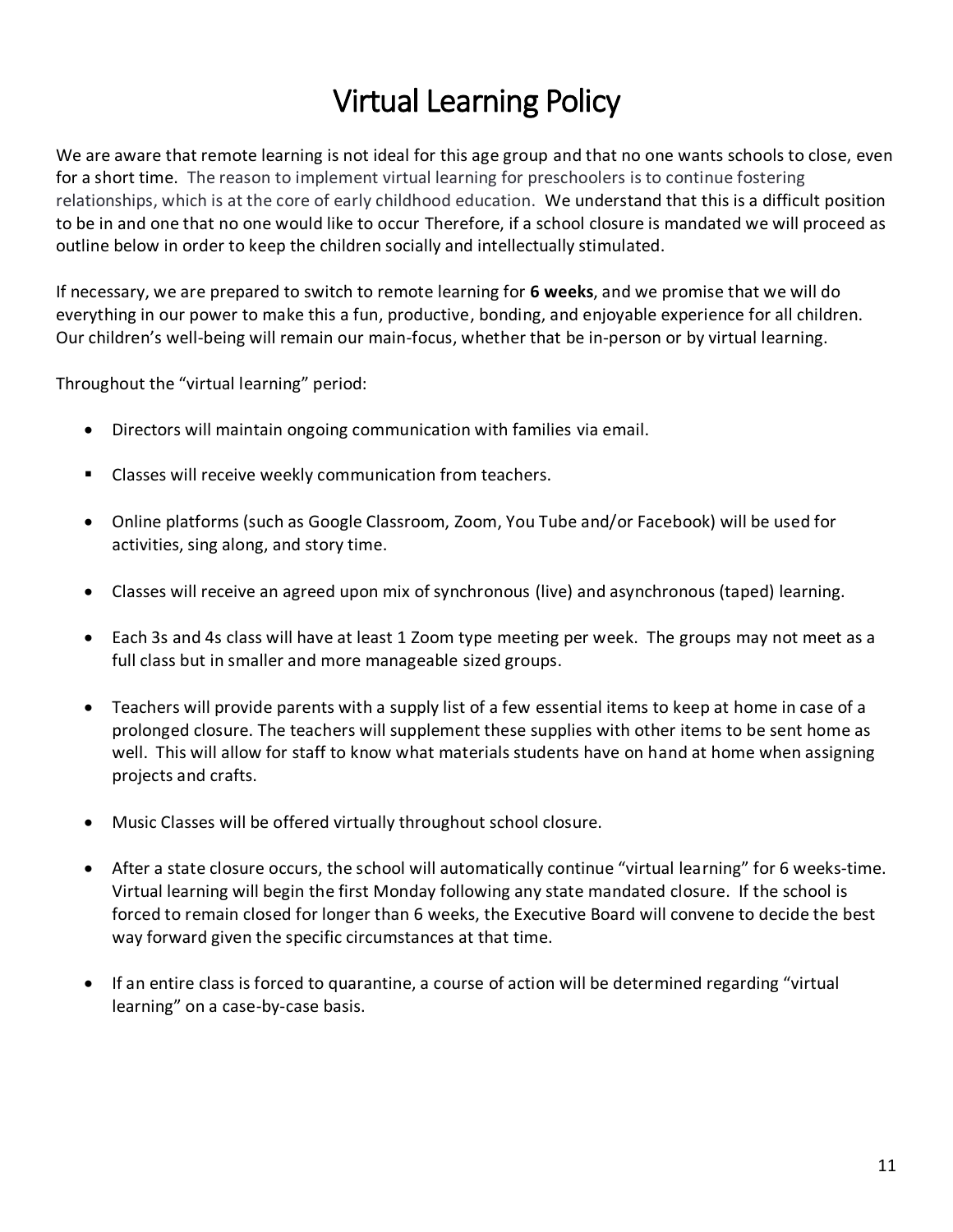# Virtual Learning Policy

We are aware that remote learning is not ideal for this age group and that no one wants schools to close, even for a short time. The reason to implement virtual learning for preschoolers is to continue fostering relationships, which is at the core of early childhood education. We understand that this is a difficult position to be in and one that no one would like to occur Therefore, if a school closure is mandated we will proceed as outline below in order to keep the children socially and intellectually stimulated.

If necessary, we are prepared to switch to remote learning for **6 weeks**, and we promise that we will do everything in our power to make this a fun, productive, bonding, and enjoyable experience for all children. Our children's well-being will remain our main-focus, whether that be in-person or by virtual learning.

Throughout the "virtual learning" period:

- Directors will maintain ongoing communication with families via email.
- Classes will receive weekly communication from teachers.
- Online platforms (such as Google Classroom, Zoom, You Tube and/or Facebook) will be used for activities, sing along, and story time.
- Classes will receive an agreed upon mix of synchronous (live) and asynchronous (taped) learning.
- Each 3s and 4s class will have at least 1 Zoom type meeting per week. The groups may not meet as a full class but in smaller and more manageable sized groups.
- Teachers will provide parents with a supply list of a few essential items to keep at home in case of a prolonged closure. The teachers will supplement these supplies with other items to be sent home as well. This will allow for staff to know what materials students have on hand at home when assigning projects and crafts.
- Music Classes will be offered virtually throughout school closure.
- After a state closure occurs, the school will automatically continue "virtual learning" for 6 weeks-time. Virtual learning will begin the first Monday following any state mandated closure. If the school is forced to remain closed for longer than 6 weeks, the Executive Board will convene to decide the best way forward given the specific circumstances at that time.
- If an entire class is forced to quarantine, a course of action will be determined regarding "virtual learning" on a case-by-case basis.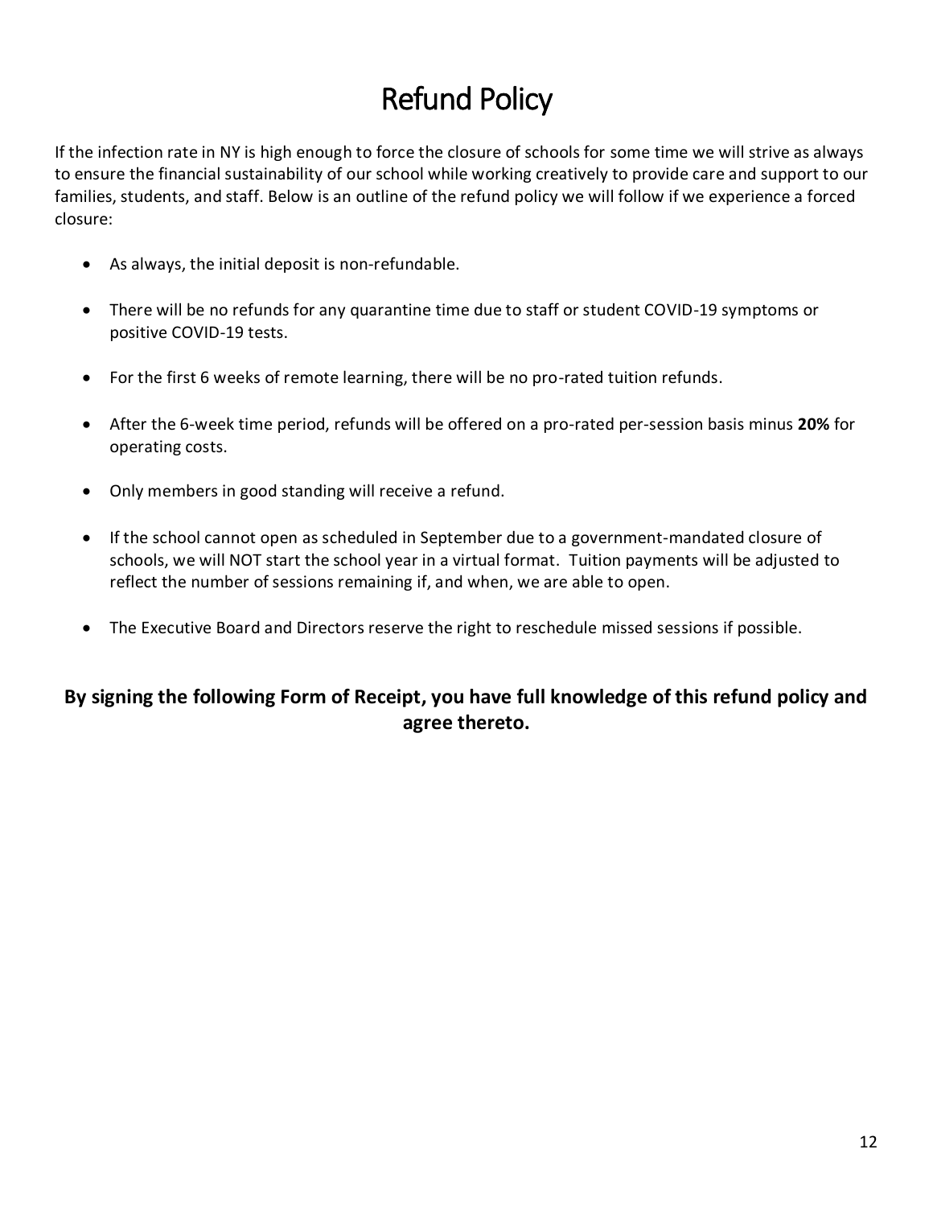# Refund Policy

If the infection rate in NY is high enough to force the closure of schools for some time we will strive as always to ensure the financial sustainability of our school while working creatively to provide care and support to our families, students, and staff. Below is an outline of the refund policy we will follow if we experience a forced closure:

- As always, the initial deposit is non-refundable.
- There will be no refunds for any quarantine time due to staff or student COVID-19 symptoms or positive COVID-19 tests.
- For the first 6 weeks of remote learning, there will be no pro-rated tuition refunds.
- After the 6-week time period, refunds will be offered on a pro-rated per-session basis minus **20%** for operating costs.
- Only members in good standing will receive a refund.
- If the school cannot open as scheduled in September due to a government-mandated closure of schools, we will NOT start the school year in a virtual format. Tuition payments will be adjusted to reflect the number of sessions remaining if, and when, we are able to open.
- The Executive Board and Directors reserve the right to reschedule missed sessions if possible.

**By signing the following Form of Receipt, you have full knowledge of this refund policy and agree thereto.**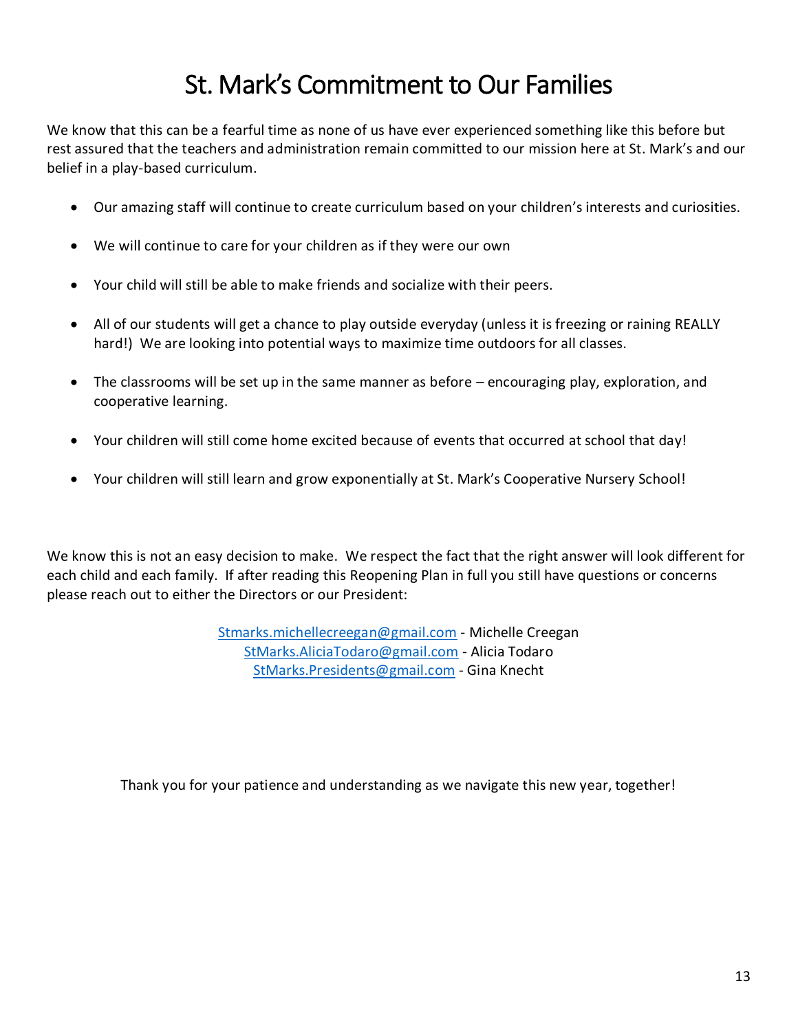# St. Mark's Commitment to Our Families

We know that this can be a fearful time as none of us have ever experienced something like this before but rest assured that the teachers and administration remain committed to our mission here at St. Mark's and our belief in a play-based curriculum.

- Our amazing staff will continue to create curriculum based on your children's interests and curiosities.
- We will continue to care for your children as if they were our own
- Your child will still be able to make friends and socialize with their peers.
- All of our students will get a chance to play outside everyday (unless it is freezing or raining REALLY hard!) We are looking into potential ways to maximize time outdoors for all classes.
- The classrooms will be set up in the same manner as before – encouraging play, exploration, and cooperative learning.
- Your children will still come home excited because of events that occurred at school that day!
- Your children will still learn and grow exponentially at St. Mark's Cooperative Nursery School!

We know this is not an easy decision to make. We respect the fact that the right answer will look different for each child and each family. If after reading this Reopening Plan in full you still have questions or concerns please reach out to either the Directors or our President:

Stmarks.michellecreegan@gmail.com - Michelle Creegan
StMarks.AliciaTodaro@gmail.com - Alicia Todaro
StMarks.Presidents@gmail.com - Gina Knecht

Thank you for your patience and understanding as we navigate this new year, together!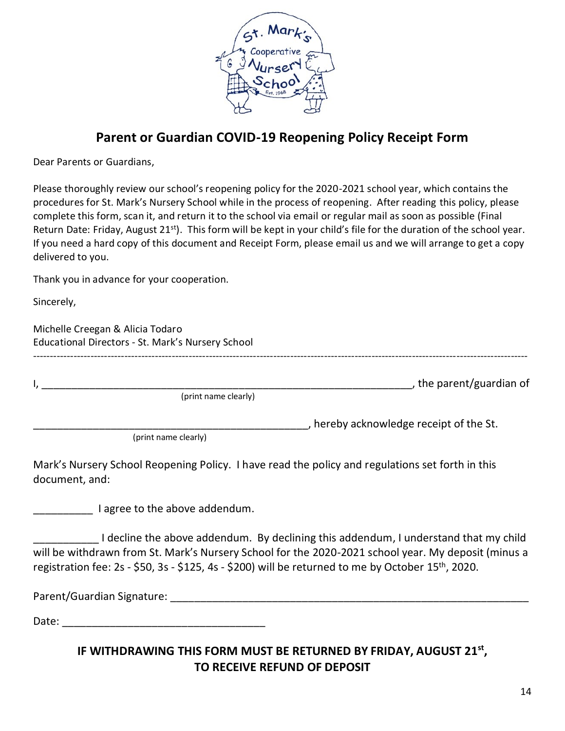# Parent or Guardian COVID-19 Reopening Policy Receipt Form

Dear Parents or Guardians,

Please thoroughly review our school's reopening policy for the 2020-2021 school year, which contains the procedures for St. Mark's Nursery School while in the process of reopening. After reading this policy, please complete this form, scan it, and return it to the school via email or regular mail as soon as possible (Final Return Date: Friday, August 21st). This form will be kept in your child's file for the duration of the school year. If you need a hard copy of this document and Receipt Form, please email us and we will arrange to get a copy delivered to you.

Thank you in advance for your cooperation.

Sincerely,

Michelle Creegan & Alicia Todaro
Educational Directors - St. Mark's Nursery School

---

I, ______________________________________________________, the parent/guardian of
(print name clearly)

_____________________________________________, hereby acknowledge receipt of the St.
(print name clearly)

Mark's Nursery School Reopening Policy. I have read the policy and regulations set forth in this document, and:

__________ I agree to the above addendum.

___________ I decline the above addendum. By declining this addendum, I understand that my child will be withdrawn from St. Mark's Nursery School for the 2020-2021 school year. My deposit (minus a registration fee: 2s - $50, 3s - $125, 4s - $200) will be returned to me by October 15th, 2020.

Parent/Guardian Signature: _____________________________________________

Date: ________________________________

**IF WITHDRAWING THIS FORM MUST BE RETURNED BY FRIDAY, AUGUST 21st, TO RECEIVE REFUND OF DEPOSIT**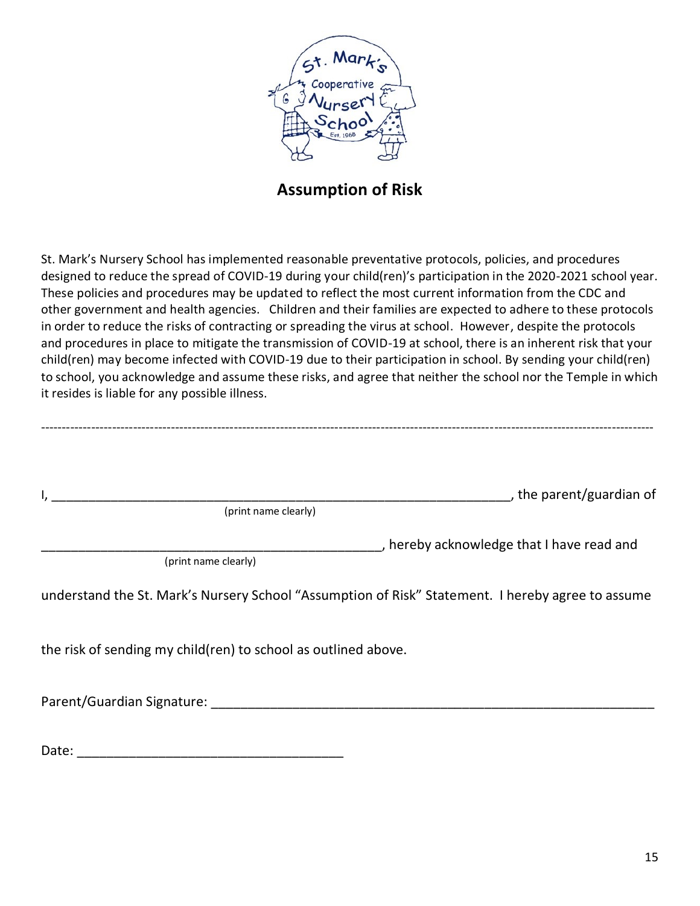# Assumption of Risk

St. Mark's Nursery School has implemented reasonable preventative protocols, policies, and procedures designed to reduce the spread of COVID-19 during your child(ren)'s participation in the 2020-2021 school year. These policies and procedures may be updated to reflect the most current information from the CDC and other government and health agencies. Children and their families are expected to adhere to these protocols in order to reduce the risks of contracting or spreading the virus at school. However, despite the protocols and procedures in place to mitigate the transmission of COVID-19 at school, there is an inherent risk that your child(ren) may become infected with COVID-19 due to their participation in school. By sending your child(ren) to school, you acknowledge and assume these risks, and agree that neither the school nor the Temple in which it resides is liable for any possible illness.

---

I, ________________________________________________________________, the parent/guardian of
(print name clearly)

________________________________________________, hereby acknowledge that I have read and
(print name clearly)

understand the St. Mark's Nursery School "Assumption of Risk" Statement. I hereby agree to assume the risk of sending my child(ren) to school as outlined above.

Parent/Guardian Signature: ______________________________________________________

Date: ____________________________________